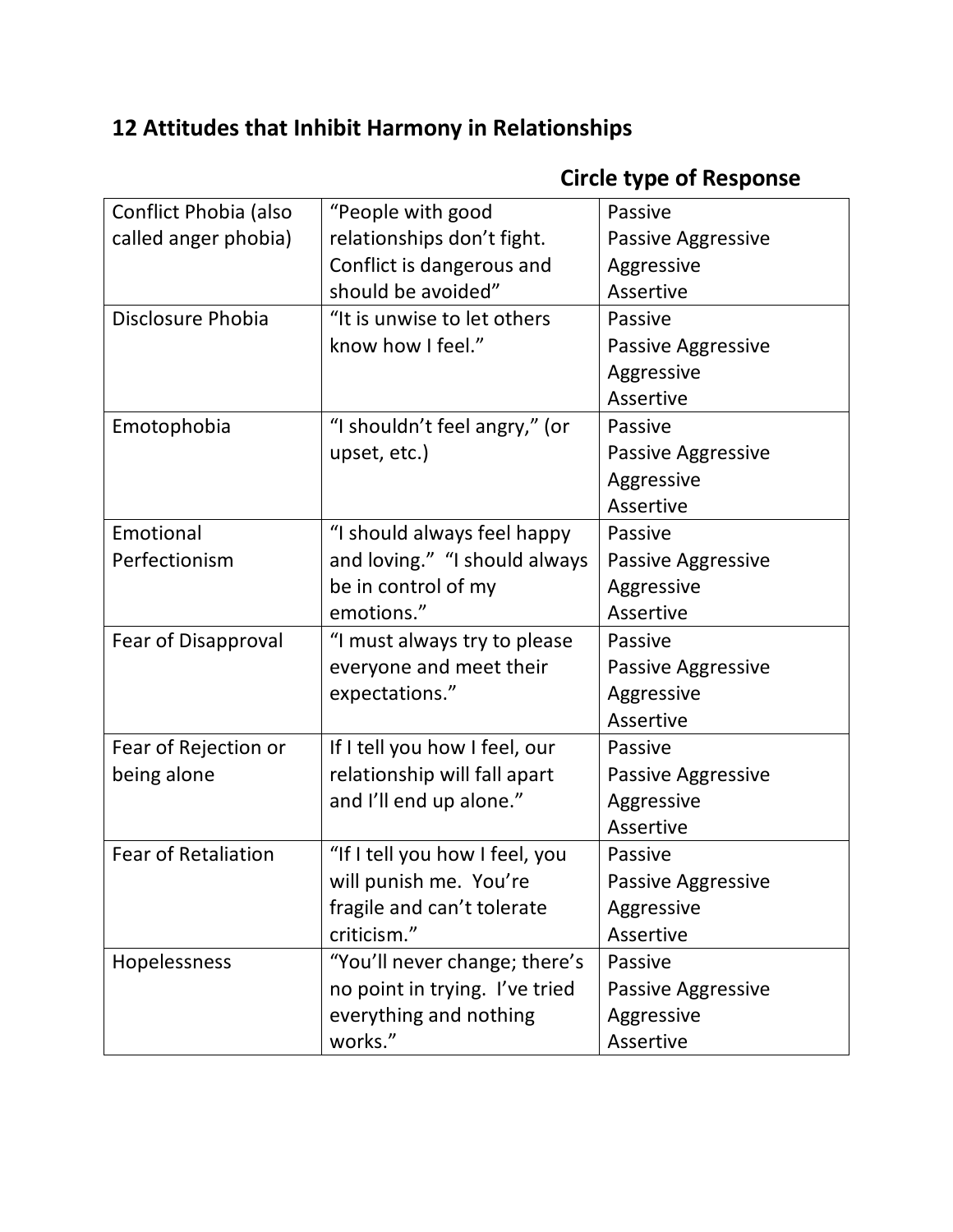## 12 Attitudes that Inhibit Harmony in Relationships

**Circle type of Response**

| | | |
|---|---|---|
| Conflict Phobia (also called anger phobia) | "People with good relationships don't fight. Conflict is dangerous and should be avoided" | Passive<br>Passive Aggressive<br>Aggressive<br>Assertive |
| Disclosure Phobia | "It is unwise to let others know how I feel." | Passive<br>Passive Aggressive<br>Aggressive<br>Assertive |
| Emotophobia | "I shouldn't feel angry," (or upset, etc.) | Passive<br>Passive Aggressive<br>Aggressive<br>Assertive |
| Emotional Perfectionism | "I should always feel happy and loving." "I should always be in control of my emotions." | Passive<br>Passive Aggressive<br>Aggressive<br>Assertive |
| Fear of Disapproval | "I must always try to please everyone and meet their expectations." | Passive<br>Passive Aggressive<br>Aggressive<br>Assertive |
| Fear of Rejection or being alone | If I tell you how I feel, our relationship will fall apart and I'll end up alone." | Passive<br>Passive Aggressive<br>Aggressive<br>Assertive |
| Fear of Retaliation | "If I tell you how I feel, you will punish me. You're fragile and can't tolerate criticism." | Passive<br>Passive Aggressive<br>Aggressive<br>Assertive |
| Hopelessness | "You'll never change; there's no point in trying. I've tried everything and nothing works." | Passive<br>Passive Aggressive<br>Aggressive<br>Assertive |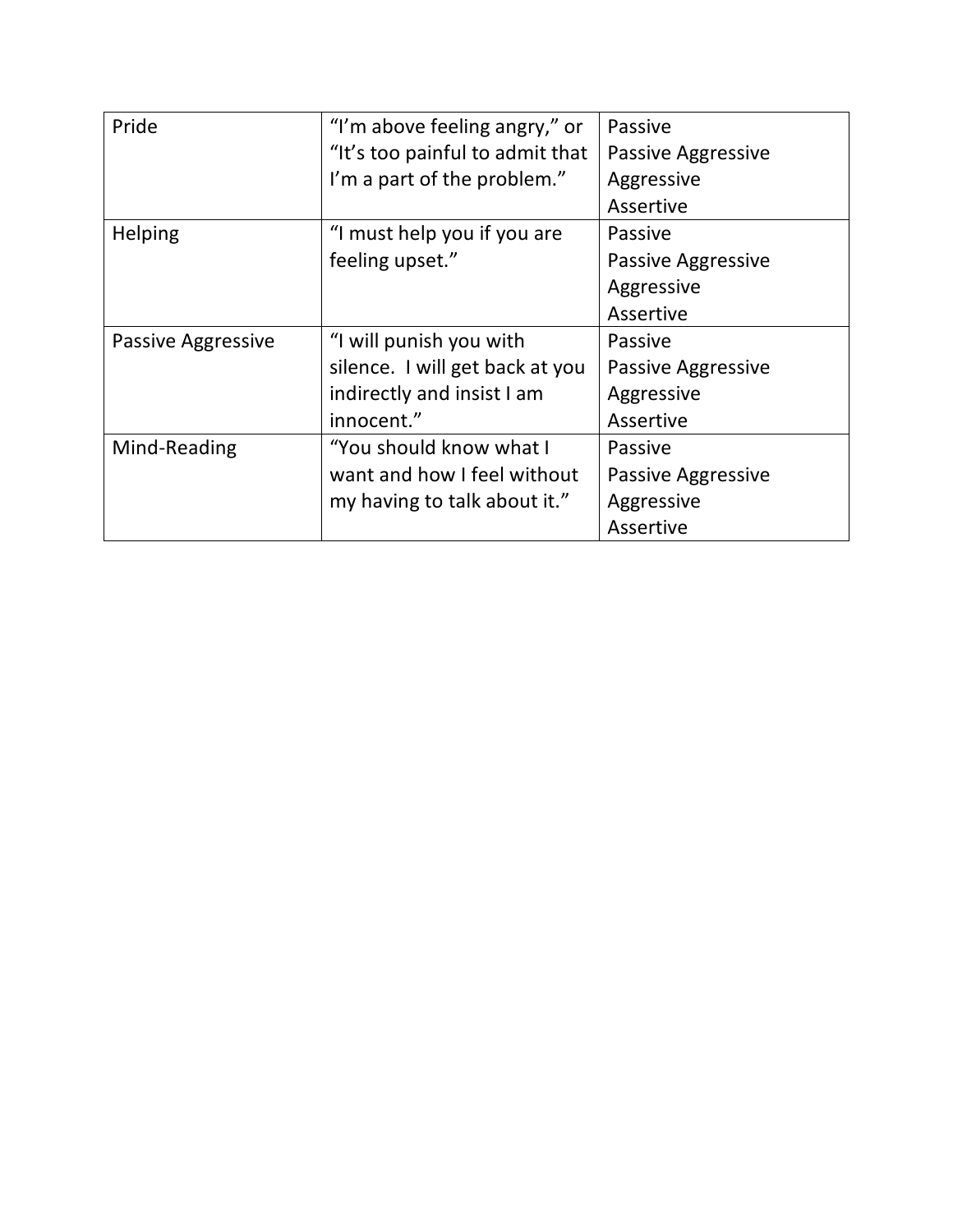| | | |
|---|---|---|
| Pride | "I'm above feeling angry," or "It's too painful to admit that I'm a part of the problem." | Passive<br>Passive Aggressive<br>Aggressive<br>Assertive |
| Helping | "I must help you if you are feeling upset." | Passive<br>Passive Aggressive<br>Aggressive<br>Assertive |
| Passive Aggressive | "I will punish you with silence. I will get back at you indirectly and insist I am innocent." | Passive<br>Passive Aggressive<br>Aggressive<br>Assertive |
| Mind-Reading | "You should know what I want and how I feel without my having to talk about it." | Passive<br>Passive Aggressive<br>Aggressive<br>Assertive |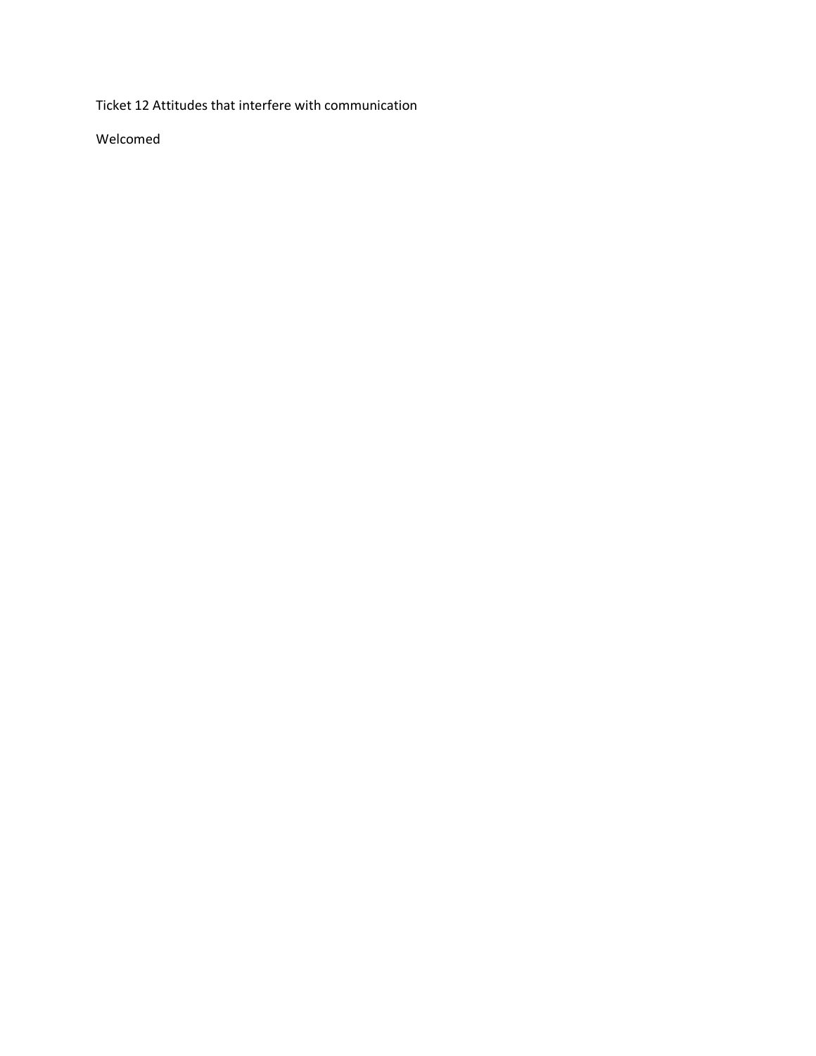Ticket 12 Attitudes that interfere with communication

Welcomed